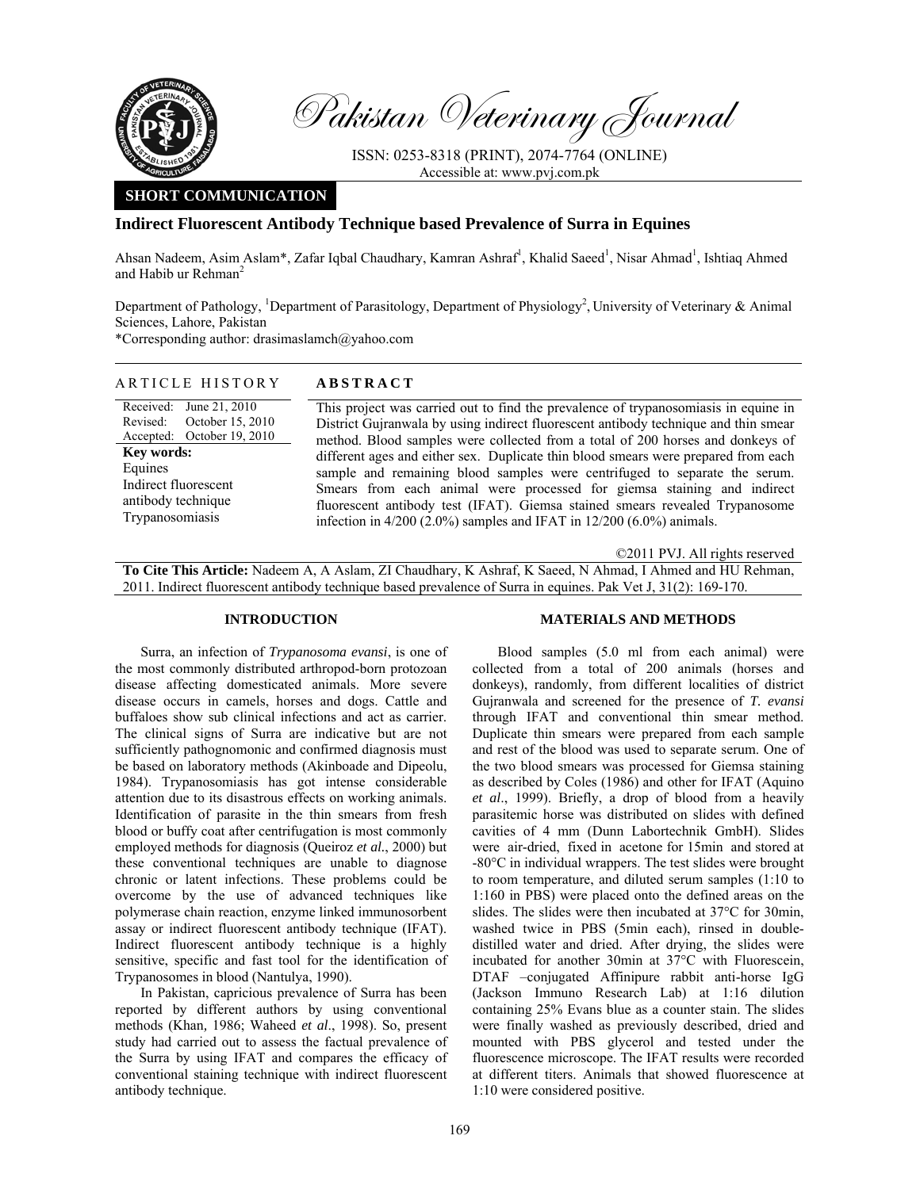# Pakistan Veterinary Journal

ISSN: 0253-8318 (PRINT), 2074-7764 (ONLINE)
Accessible at: www.pvj.com.pk

**SHORT COMMUNICATION**

## Indirect Fluorescent Antibody Technique based Prevalence of Surra in Equines

Ahsan Nadeem, Asim Aslam*, Zafar Iqbal Chaudhary, Kamran Ashraf[1], Khalid Saeed[1], Nisar Ahmad[1], Ishtiaq Ahmed and Habib ur Rehman[2]

Department of Pathology, [1]Department of Parasitology, Department of Physiology[2], University of Veterinary & Animal Sciences, Lahore, Pakistan

*Corresponding author: drasimaslamch@yahoo.com

**ARTICLE HISTORY**

Received: June 21, 2010
Revised: October 15, 2010
Accepted: October 19, 2010

**Key words:**
Equines
Indirect fluorescent antibody technique
Trypanosomiasis

**ABSTRACT**

This project was carried out to find the prevalence of trypanosomiasis in equine in District Gujranwala by using indirect fluorescent antibody technique and thin smear method. Blood samples were collected from a total of 200 horses and donkeys of different ages and either sex. Duplicate thin blood smears were prepared from each sample and remaining blood samples were centrifuged to separate the serum. Smears from each animal were processed for giemsa staining and indirect fluorescent antibody test (IFAT). Giemsa stained smears revealed Trypanosome infection in 4/200 (2.0%) samples and IFAT in 12/200 (6.0%) animals.

©2011 PVJ. All rights reserved

**To Cite This Article:** Nadeem A, A Aslam, ZI Chaudhary, K Ashraf, K Saeed, N Ahmad, I Ahmed and HU Rehman, 2011. Indirect fluorescent antibody technique based prevalence of Surra in equines. Pak Vet J, 31(2): 169-170.

### INTRODUCTION

Surra, an infection of *Trypanosoma evansi*, is one of the most commonly distributed arthropod-born protozoan disease affecting domesticated animals. More severe disease occurs in camels, horses and dogs. Cattle and buffaloes show sub clinical infections and act as carrier. The clinical signs of Surra are indicative but are not sufficiently pathognomonic and confirmed diagnosis must be based on laboratory methods (Akinboade and Dipeolu, 1984). Trypanosomiasis has got intense considerable attention due to its disastrous effects on working animals. Identification of parasite in the thin smears from fresh blood or buffy coat after centrifugation is most commonly employed methods for diagnosis (Queiroz *et al.*, 2000) but these conventional techniques are unable to diagnose chronic or latent infections. These problems could be overcome by the use of advanced techniques like polymerase chain reaction, enzyme linked immunosorbent assay or indirect fluorescent antibody technique (IFAT). Indirect fluorescent antibody technique is a highly sensitive, specific and fast tool for the identification of Trypanosomes in blood (Nantulya, 1990).

In Pakistan, capricious prevalence of Surra has been reported by different authors by using conventional methods (Khan, 1986; Waheed *et al*., 1998). So, present study had carried out to assess the factual prevalence of the Surra by using IFAT and compares the efficacy of conventional staining technique with indirect fluorescent antibody technique.

### MATERIALS AND METHODS

Blood samples (5.0 ml from each animal) were collected from a total of 200 animals (horses and donkeys), randomly, from different localities of district Gujranwala and screened for the presence of *T. evansi* through IFAT and conventional thin smear method. Duplicate thin smears were prepared from each sample and rest of the blood was used to separate serum. One of the two blood smears was processed for Giemsa staining as described by Coles (1986) and other for IFAT (Aquino *et al*., 1999). Briefly, a drop of blood from a heavily parasitemic horse was distributed on slides with defined cavities of 4 mm (Dunn Labortechnik GmbH). Slides were air-dried, fixed in acetone for 15min and stored at -80°C in individual wrappers. The test slides were brought to room temperature, and diluted serum samples (1:10 to 1:160 in PBS) were placed onto the defined areas on the slides. The slides were then incubated at 37°C for 30min, washed twice in PBS (5min each), rinsed in double-distilled water and dried. After drying, the slides were incubated for another 30min at 37°C with Fluorescein, DTAF –conjugated Affinipure rabbit anti-horse IgG (Jackson Immuno Research Lab) at 1:16 dilution containing 25% Evans blue as a counter stain. The slides were finally washed as previously described, dried and mounted with PBS glycerol and tested under the fluorescence microscope. The IFAT results were recorded at different titers. Animals that showed fluorescence at 1:10 were considered positive.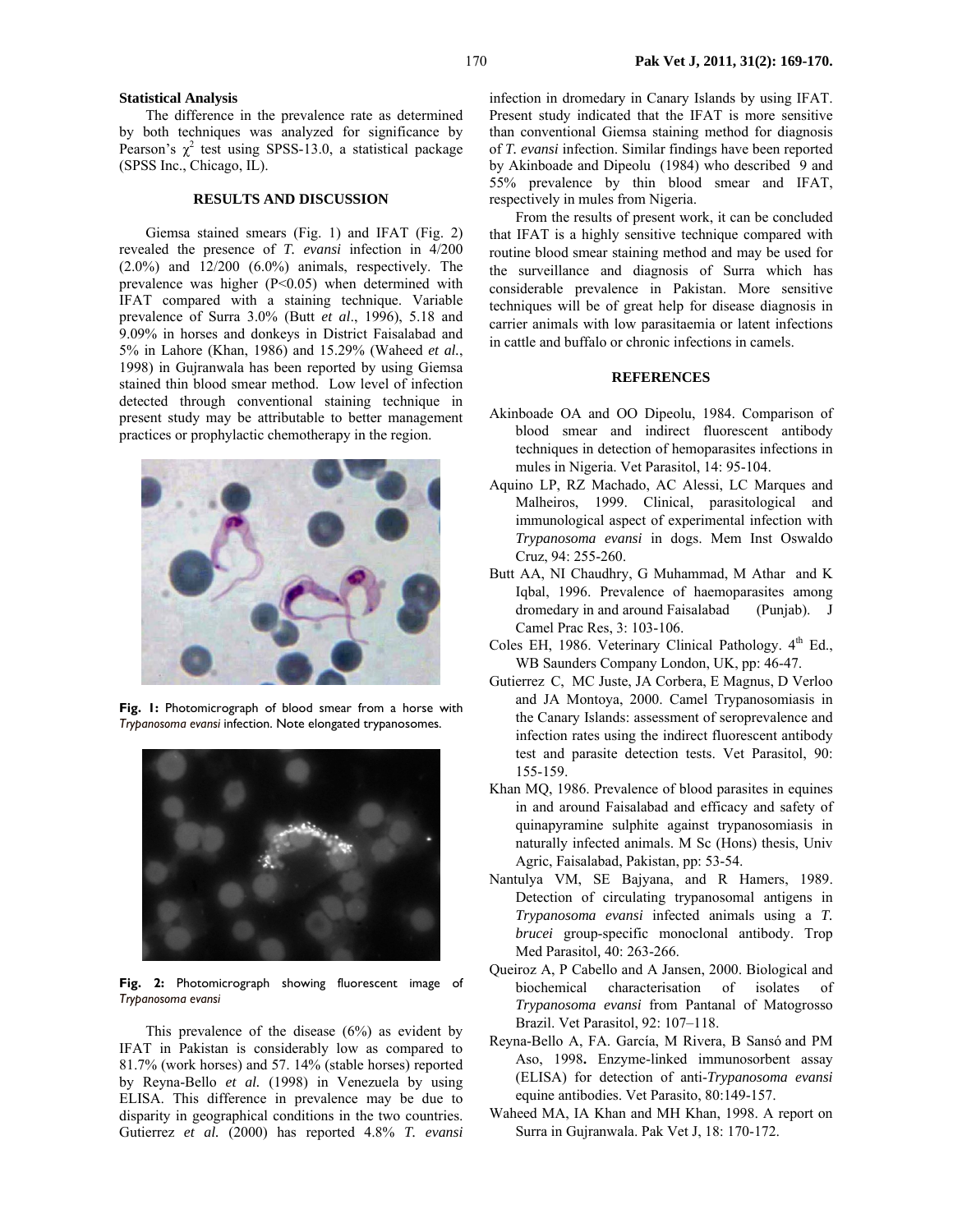### Statistical Analysis

The difference in the prevalence rate as determined by both techniques was analyzed for significance by Pearson's $\chi^2$ test using SPSS-13.0, a statistical package (SPSS Inc., Chicago, IL).

### RESULTS AND DISCUSSION

Giemsa stained smears (Fig. 1) and IFAT (Fig. 2) revealed the presence of *T. evansi* infection in 4/200 (2.0%) and 12/200 (6.0%) animals, respectively. The prevalence was higher ($P<0.05$) when determined with IFAT compared with a staining technique. Variable prevalence of Surra 3.0% (Butt *et al*., 1996), 5.18 and 9.09% in horses and donkeys in District Faisalabad and 5% in Lahore (Khan, 1986) and 15.29% (Waheed *et al.*, 1998) in Gujranwala has been reported by using Giemsa stained thin blood smear method. Low level of infection detected through conventional staining technique in present study may be attributable to better management practices or prophylactic chemotherapy in the region.

**Fig. 1:** Photomicrograph of blood smear from a horse with *Trypanosoma evansi* infection. Note elongated trypanosomes.

**Fig. 2:** Photomicrograph showing fluorescent image of *Trypanosoma evansi*

This prevalence of the disease (6%) as evident by IFAT in Pakistan is considerably low as compared to 81.7% (work horses) and 57. 14% (stable horses) reported by Reyna-Bello *et al.* (1998) in Venezuela by using ELISA. This difference in prevalence may be due to disparity in geographical conditions in the two countries. Gutierrez *et al.* (2000) has reported 4.8% *T. evansi* infection in dromedary in Canary Islands by using IFAT. Present study indicated that the IFAT is more sensitive than conventional Giemsa staining method for diagnosis of *T. evansi* infection. Similar findings have been reported by Akinboade and Dipeolu (1984) who described 9 and 55% prevalence by thin blood smear and IFAT, respectively in mules from Nigeria.

From the results of present work, it can be concluded that IFAT is a highly sensitive technique compared with routine blood smear staining method and may be used for the surveillance and diagnosis of Surra which has considerable prevalence in Pakistan. More sensitive techniques will be of great help for disease diagnosis in carrier animals with low parasitaemia or latent infections in cattle and buffalo or chronic infections in camels.

### REFERENCES

Akinboade OA and OO Dipeolu, 1984. Comparison of blood smear and indirect fluorescent antibody techniques in detection of hemoparasites infections in mules in Nigeria. Vet Parasitol, 14: 95-104.

Aquino LP, RZ Machado, AC Alessi, LC Marques and Malheiros, 1999. Clinical, parasitological and immunological aspect of experimental infection with *Trypanosoma evansi* in dogs. Mem Inst Oswaldo Cruz, 94: 255-260.

Butt AA, NI Chaudhry, G Muhammad, M Athar and K Iqbal, 1996. Prevalence of haemoparasites among dromedary in and around Faisalabad (Punjab). J Camel Prac Res, 3: 103-106.

Coles EH, 1986. Veterinary Clinical Pathology. 4th Ed., WB Saunders Company London, UK, pp: 46-47.

Gutierrez C, MC Juste, JA Corbera, E Magnus, D Verloo and JA Montoya, 2000. Camel Trypanosomiasis in the Canary Islands: assessment of seroprevalence and infection rates using the indirect fluorescent antibody test and parasite detection tests. Vet Parasitol, 90: 155-159.

Khan MQ, 1986. Prevalence of blood parasites in equines in and around Faisalabad and efficacy and safety of quinapyramine sulphite against trypanosomiasis in naturally infected animals. M Sc (Hons) thesis, Univ Agric, Faisalabad, Pakistan, pp: 53-54.

Nantulya VM, SE Bajyana, and R Hamers, 1989. Detection of circulating trypanosomal antigens in *Trypanosoma evansi* infected animals using a *T. brucei* group-specific monoclonal antibody. Trop Med Parasitol, 40: 263-266.

Queiroz A, P Cabello and A Jansen, 2000. Biological and biochemical characterisation of isolates of *Trypanosoma evansi* from Pantanal of Matogrosso Brazil. Vet Parasitol, 92: 107–118.

Reyna-Bello A, FA. García, M Rivera, B Sansó and PM Aso, 1998**.** Enzyme-linked immunosorbent assay (ELISA) for detection of anti-*Trypanosoma evansi* equine antibodies. Vet Parasito, 80:149-157.

Waheed MA, IA Khan and MH Khan, 1998. A report on Surra in Gujranwala. Pak Vet J, 18: 170-172.